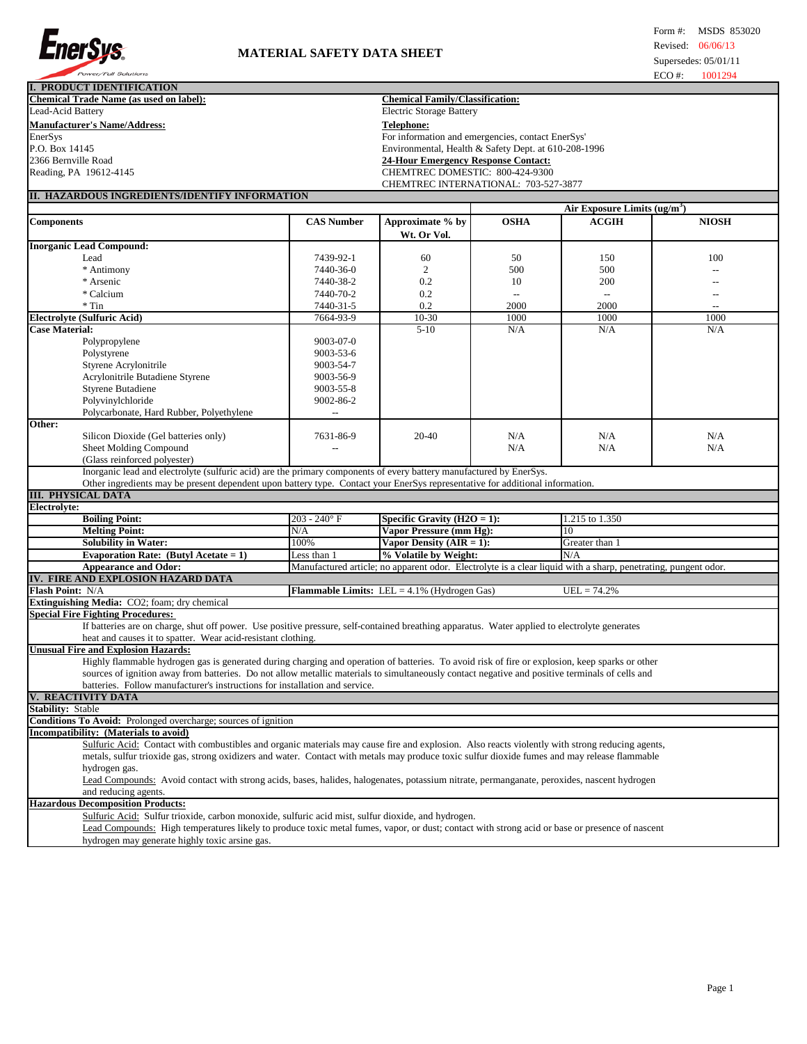# MATERIAL SAFETY DATA SHEET

Form #: MSDS 853020
Revised: 06/06/13
Supersedes: 05/01/11
ECO #: 1001294

## I. PRODUCT IDENTIFICATION

**Chemical Trade Name (as used on label):**
Lead-Acid Battery

**Chemical Family/Classification:**
Electric Storage Battery

**Manufacturer's Name/Address:**
EnerSys
P.O. Box 14145
2366 Bernville Road
Reading, PA 19612-4145

**Telephone:**
For information and emergencies, contact EnerSys' Environmental, Health & Safety Dept. at 610-208-1996

**24-Hour Emergency Response Contact:**
CHEMTREC DOMESTIC: 800-424-9300
CHEMTREC INTERNATIONAL: 703-527-3877

## II. HAZARDOUS INGREDIENTS/IDENTIFY INFORMATION

| Components | CAS Number | Approximate % by Wt. Or Vol. | Air Exposure Limits ($ug/m^3$) OSHA | ACGIH | NIOSH |
|---|---|---|---|---|---|
| **Inorganic Lead Compound:** | | | | | |
| Lead | 7439-92-1 | 60 | 50 | 150 | 100 |
| * Antimony | 7440-36-0 | 2 | 500 | 500 | -- |
| * Arsenic | 7440-38-2 | 0.2 | 10 | 200 | -- |
| * Calcium | 7440-70-2 | 0.2 | -- | -- | -- |
| * Tin | 7440-31-5 | 0.2 | 2000 | 2000 | -- |
| **Electrolyte (Sulfuric Acid)** | 7664-93-9 | 10-30 | 1000 | 1000 | 1000 |
| **Case Material:** | | 5-10 | N/A | N/A | N/A |
| Polypropylene | 9003-07-0 | | | | |
| Polystyrene | 9003-53-6 | | | | |
| Styrene Acrylonitrile | 9003-54-7 | | | | |
| Acrylonitrile Butadiene Styrene | 9003-56-9 | | | | |
| Styrene Butadiene | 9003-55-8 | | | | |
| Polyvinylchloride | 9002-86-2 | | | | |
| Polycarbonate, Hard Rubber, Polyethylene | -- | | | | |
| **Other:** | | | | | |
| Silicon Dioxide (Gel batteries only) | 7631-86-9 | 20-40 | N/A | N/A | N/A |
| Sheet Molding Compound (Glass reinforced polyester) | -- | | N/A | N/A | N/A |

Inorganic lead and electrolyte (sulfuric acid) are the primary components of every battery manufactured by EnerSys.
Other ingredients may be present dependent upon battery type. Contact your EnerSys representative for additional information.

## III. PHYSICAL DATA

**Electrolyte:**

| Property | Value | Property | Value |
|---|---|---|---|
| **Boiling Point:** | 203 - 240° F | **Specific Gravity ($H_2O$ = 1):** | 1.215 to 1.350 |
| **Melting Point:** | N/A | **Vapor Pressure (mm Hg):** | 10 |
| **Solubility in Water:** | 100% | **Vapor Density (AIR = 1):** | Greater than 1 |
| **Evaporation Rate: (Butyl Acetate = 1)** | Less than 1 | **% Volatile by Weight:** | N/A |
| **Appearance and Odor:** | Manufactured article; no apparent odor. Electrolyte is a clear liquid with a sharp, penetrating, pungent odor. | | |

## IV. FIRE AND EXPLOSION HAZARD DATA

**Flash Point:** N/A
**Flammable Limits:** LEL = 4.1% (Hydrogen Gas) UEL = 74.2%

**Extinguishing Media:** CO2; foam; dry chemical

**Special Fire Fighting Procedures:**
If batteries are on charge, shut off power. Use positive pressure, self-contained breathing apparatus. Water applied to electrolyte generates heat and causes it to spatter. Wear acid-resistant clothing.

**Unusual Fire and Explosion Hazards:**
Highly flammable hydrogen gas is generated during charging and operation of batteries. To avoid risk of fire or explosion, keep sparks or other sources of ignition away from batteries. Do not allow metallic materials to simultaneously contact negative and positive terminals of cells and batteries. Follow manufacturer's instructions for installation and service.

## V. REACTIVITY DATA

**Stability:** Stable

**Conditions To Avoid:** Prolonged overcharge; sources of ignition

**Incompatibility: (Materials to avoid)**
Sulfuric Acid: Contact with combustibles and organic materials may cause fire and explosion. Also reacts violently with strong reducing agents, metals, sulfur trioxide gas, strong oxidizers and water. Contact with metals may produce toxic sulfur dioxide fumes and may release flammable hydrogen gas.
Lead Compounds: Avoid contact with strong acids, bases, halides, halogenates, potassium nitrate, permanganate, peroxides, nascent hydrogen and reducing agents.

**Hazardous Decomposition Products:**
Sulfuric Acid: Sulfur trioxide, carbon monoxide, sulfuric acid mist, sulfur dioxide, and hydrogen.
Lead Compounds: High temperatures likely to produce toxic metal fumes, vapor, or dust; contact with strong acid or base or presence of nascent hydrogen may generate highly toxic arsine gas.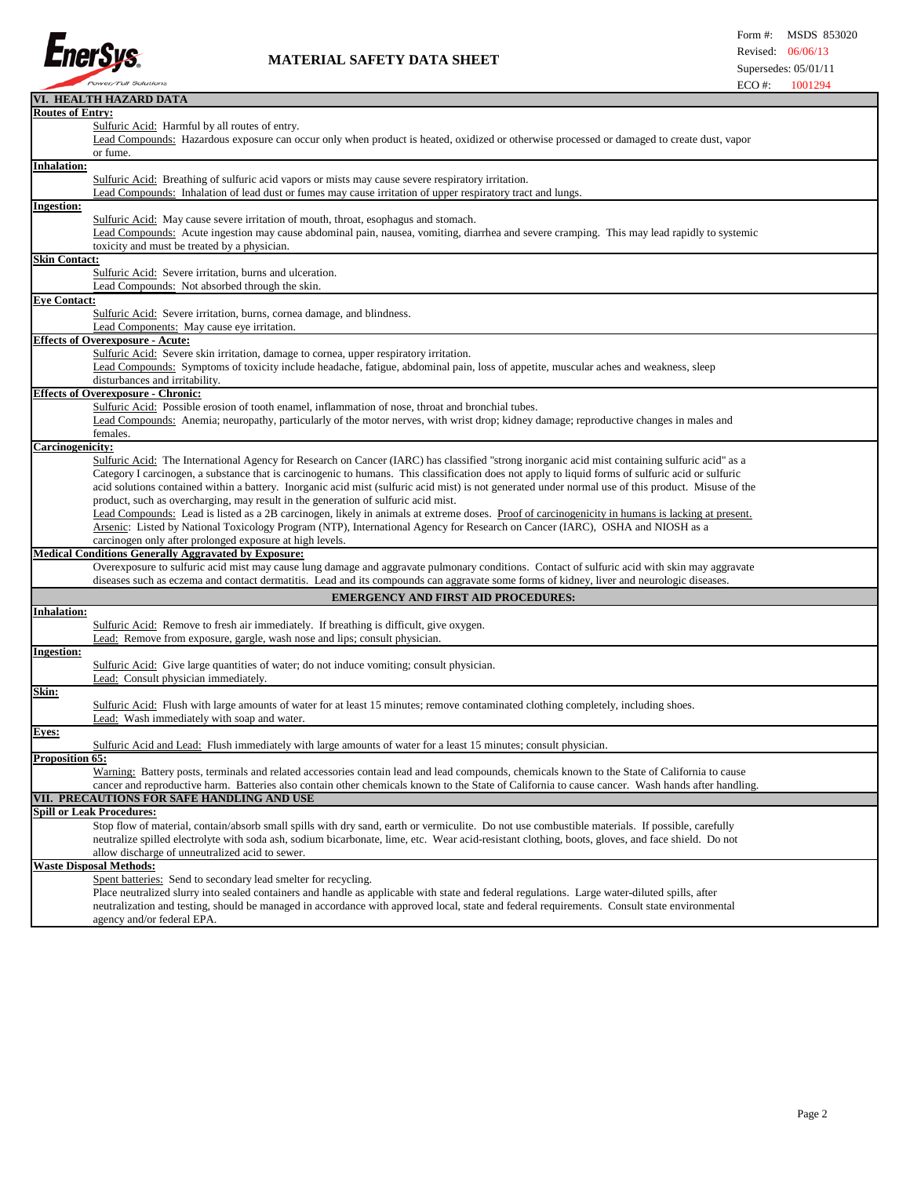## VI. HEALTH HAZARD DATA

**Routes of Entry:**

Sulfuric Acid: Harmful by all routes of entry.
Lead Compounds: Hazardous exposure can occur only when product is heated, oxidized or otherwise processed or damaged to create dust, vapor or fume.

**Inhalation:**

Sulfuric Acid: Breathing of sulfuric acid vapors or mists may cause severe respiratory irritation.
Lead Compounds: Inhalation of lead dust or fumes may cause irritation of upper respiratory tract and lungs.

**Ingestion:**

Sulfuric Acid: May cause severe irritation of mouth, throat, esophagus and stomach.
Lead Compounds: Acute ingestion may cause abdominal pain, nausea, vomiting, diarrhea and severe cramping. This may lead rapidly to systemic toxicity and must be treated by a physician.

**Skin Contact:**

Sulfuric Acid: Severe irritation, burns and ulceration.
Lead Compounds: Not absorbed through the skin.

**Eye Contact:**

Sulfuric Acid: Severe irritation, burns, cornea damage, and blindness.
Lead Components: May cause eye irritation.

**Effects of Overexposure - Acute:**

Sulfuric Acid: Severe skin irritation, damage to cornea, upper respiratory irritation.
Lead Compounds: Symptoms of toxicity include headache, fatigue, abdominal pain, loss of appetite, muscular aches and weakness, sleep disturbances and irritability.

**Effects of Overexposure - Chronic:**

Sulfuric Acid: Possible erosion of tooth enamel, inflammation of nose, throat and bronchial tubes.
Lead Compounds: Anemia; neuropathy, particularly of the motor nerves, with wrist drop; kidney damage; reproductive changes in males and females.

**Carcinogenicity:**

Sulfuric Acid: The International Agency for Research on Cancer (IARC) has classified "strong inorganic acid mist containing sulfuric acid" as a Category I carcinogen, a substance that is carcinogenic to humans. This classification does not apply to liquid forms of sulfuric acid or sulfuric acid solutions contained within a battery. Inorganic acid mist (sulfuric acid mist) is not generated under normal use of this product. Misuse of the product, such as overcharging, may result in the generation of sulfuric acid mist.
Lead Compounds: Lead is listed as a 2B carcinogen, likely in animals at extreme doses. Proof of carcinogenicity in humans is lacking at present.
Arsenic: Listed by National Toxicology Program (NTP), International Agency for Research on Cancer (IARC), OSHA and NIOSH as a carcinogen only after prolonged exposure at high levels.

**Medical Conditions Generally Aggravated by Exposure:**

Overexposure to sulfuric acid mist may cause lung damage and aggravate pulmonary conditions. Contact of sulfuric acid with skin may aggravate diseases such as eczema and contact dermatitis. Lead and its compounds can aggravate some forms of kidney, liver and neurologic diseases.

### EMERGENCY AND FIRST AID PROCEDURES:

**Inhalation:**

Sulfuric Acid: Remove to fresh air immediately. If breathing is difficult, give oxygen.
Lead: Remove from exposure, gargle, wash nose and lips; consult physician.

**Ingestion:**

Sulfuric Acid: Give large quantities of water; do not induce vomiting; consult physician.
Lead: Consult physician immediately.

**Skin:**

Sulfuric Acid: Flush with large amounts of water for at least 15 minutes; remove contaminated clothing completely, including shoes.
Lead: Wash immediately with soap and water.

**Eyes:**

Sulfuric Acid and Lead: Flush immediately with large amounts of water for a least 15 minutes; consult physician.

**Proposition 65:**

Warning: Battery posts, terminals and related accessories contain lead and lead compounds, chemicals known to the State of California to cause cancer and reproductive harm. Batteries also contain other chemicals known to the State of California to cause cancer. Wash hands after handling.

## VII. PRECAUTIONS FOR SAFE HANDLING AND USE

**Spill or Leak Procedures:**

Stop flow of material, contain/absorb small spills with dry sand, earth or vermiculite. Do not use combustible materials. If possible, carefully neutralize spilled electrolyte with soda ash, sodium bicarbonate, lime, etc. Wear acid-resistant clothing, boots, gloves, and face shield. Do not allow discharge of unneutralized acid to sewer.

**Waste Disposal Methods:**

Spent batteries: Send to secondary lead smelter for recycling.
Place neutralized slurry into sealed containers and handle as applicable with state and federal regulations. Large water-diluted spills, after neutralization and testing, should be managed in accordance with approved local, state and federal requirements. Consult state environmental agency and/or federal EPA.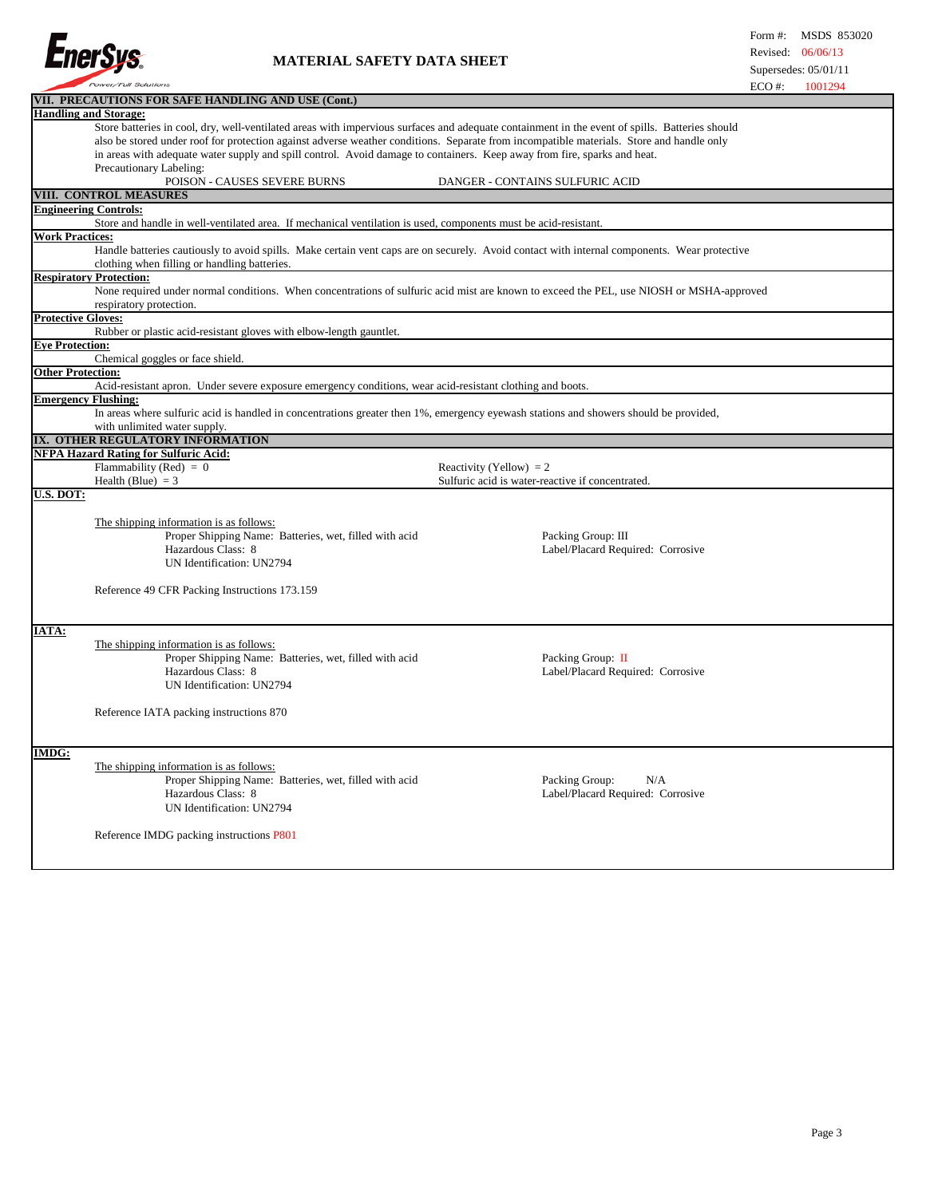# MATERIAL SAFETY DATA SHEET

Form #: MSDS 853020
Revised: 06/06/13
Supersedes: 05/01/11
ECO #: 1001294

## VII. PRECAUTIONS FOR SAFE HANDLING AND USE (Cont.)

**Handling and Storage:**

Store batteries in cool, dry, well-ventilated areas with impervious surfaces and adequate containment in the event of spills. Batteries should also be stored under roof for protection against adverse weather conditions. Separate from incompatible materials. Store and handle only in areas with adequate water supply and spill control. Avoid damage to containers. Keep away from fire, sparks and heat.

Precautionary Labeling:

POISON - CAUSES SEVERE BURNS    DANGER - CONTAINS SULFURIC ACID

## VIII. CONTROL MEASURES

**Engineering Controls:**

Store and handle in well-ventilated area. If mechanical ventilation is used, components must be acid-resistant.

**Work Practices:**

Handle batteries cautiously to avoid spills. Make certain vent caps are on securely. Avoid contact with internal components. Wear protective clothing when filling or handling batteries.

**Respiratory Protection:**

None required under normal conditions. When concentrations of sulfuric acid mist are known to exceed the PEL, use NIOSH or MSHA-approved respiratory protection.

**Protective Gloves:**

Rubber or plastic acid-resistant gloves with elbow-length gauntlet.

**Eye Protection:**

Chemical goggles or face shield.

**Other Protection:**

Acid-resistant apron. Under severe exposure emergency conditions, wear acid-resistant clothing and boots.

**Emergency Flushing:**

In areas where sulfuric acid is handled in concentrations greater then 1%, emergency eyewash stations and showers should be provided, with unlimited water supply.

## IX. OTHER REGULATORY INFORMATION

**NFPA Hazard Rating for Sulfuric Acid:**

Flammability (Red) = 0
Health (Blue) = 3
Reactivity (Yellow) = 2
Sulfuric acid is water-reactive if concentrated.

**U.S. DOT:**

The shipping information is as follows:

Proper Shipping Name: Batteries, wet, filled with acid
Hazardous Class: 8
UN Identification: UN2794
Packing Group: III
Label/Placard Required: Corrosive

Reference 49 CFR Packing Instructions 173.159

**IATA:**

The shipping information is as follows:

Proper Shipping Name: Batteries, wet, filled with acid
Hazardous Class: 8
UN Identification: UN2794
Packing Group: II
Label/Placard Required: Corrosive

Reference IATA packing instructions 870

**IMDG:**

The shipping information is as follows:

Proper Shipping Name: Batteries, wet, filled with acid
Hazardous Class: 8
UN Identification: UN2794
Packing Group: N/A
Label/Placard Required: Corrosive

Reference IMDG packing instructions P801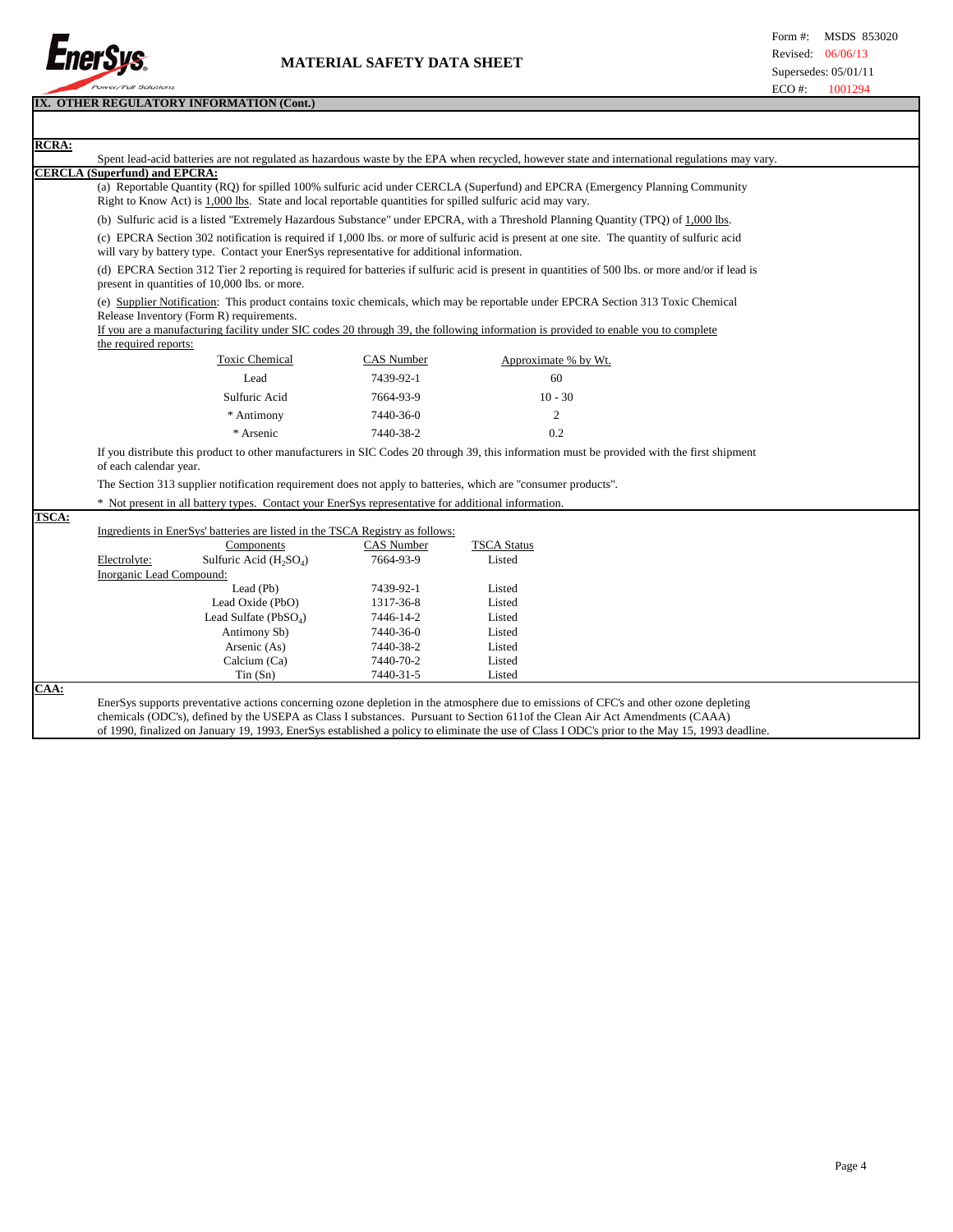## IX. OTHER REGULATORY INFORMATION (Cont.)

**RCRA:**

Spent lead-acid batteries are not regulated as hazardous waste by the EPA when recycled, however state and international regulations may vary.

**CERCLA (Superfund) and EPCRA:**

(a) Reportable Quantity (RQ) for spilled 100% sulfuric acid under CERCLA (Superfund) and EPCRA (Emergency Planning Community Right to Know Act) is 1,000 lbs. State and local reportable quantities for spilled sulfuric acid may vary.

(b) Sulfuric acid is a listed "Extremely Hazardous Substance" under EPCRA, with a Threshold Planning Quantity (TPQ) of 1,000 lbs.

(c) EPCRA Section 302 notification is required if 1,000 lbs. or more of sulfuric acid is present at one site. The quantity of sulfuric acid will vary by battery type. Contact your EnerSys representative for additional information.

(d) EPCRA Section 312 Tier 2 reporting is required for batteries if sulfuric acid is present in quantities of 500 lbs. or more and/or if lead is present in quantities of 10,000 lbs. or more.

(e) Supplier Notification: This product contains toxic chemicals, which may be reportable under EPCRA Section 313 Toxic Chemical Release Inventory (Form R) requirements.
If you are a manufacturing facility under SIC codes 20 through 39, the following information is provided to enable you to complete the required reports:

| Toxic Chemical | CAS Number | Approximate % by Wt. |
|---|---|---|
| Lead | 7439-92-1 | 60 |
| Sulfuric Acid | 7664-93-9 | 10 - 30 |
| * Antimony | 7440-36-0 | 2 |
| * Arsenic | 7440-38-2 | 0.2 |

If you distribute this product to other manufacturers in SIC Codes 20 through 39, this information must be provided with the first shipment of each calendar year.

The Section 313 supplier notification requirement does not apply to batteries, which are "consumer products".

* Not present in all battery types. Contact your EnerSys representative for additional information.

**TSCA:**

Ingredients in EnerSys' batteries are listed in the TSCA Registry as follows:

| | Components | CAS Number | TSCA Status |
|---|---|---|---|
| Electrolyte: | Sulfuric Acid ($H_2SO_4$) | 7664-93-9 | Listed |
| Inorganic Lead Compound: | | | |
| | Lead (Pb) | 7439-92-1 | Listed |
| | Lead Oxide (PbO) | 1317-36-8 | Listed |
| | Lead Sulfate ($PbSO_4$) | 7446-14-2 | Listed |
| | Antimony Sb) | 7440-36-0 | Listed |
| | Arsenic (As) | 7440-38-2 | Listed |
| | Calcium (Ca) | 7440-70-2 | Listed |
| | Tin (Sn) | 7440-31-5 | Listed |

**CAA:**

EnerSys supports preventative actions concerning ozone depletion in the atmosphere due to emissions of CFC's and other ozone depleting chemicals (ODC's), defined by the USEPA as Class I substances. Pursuant to Section 611of the Clean Air Act Amendments (CAAA) of 1990, finalized on January 19, 1993, EnerSys established a policy to eliminate the use of Class I ODC's prior to the May 15, 1993 deadline.